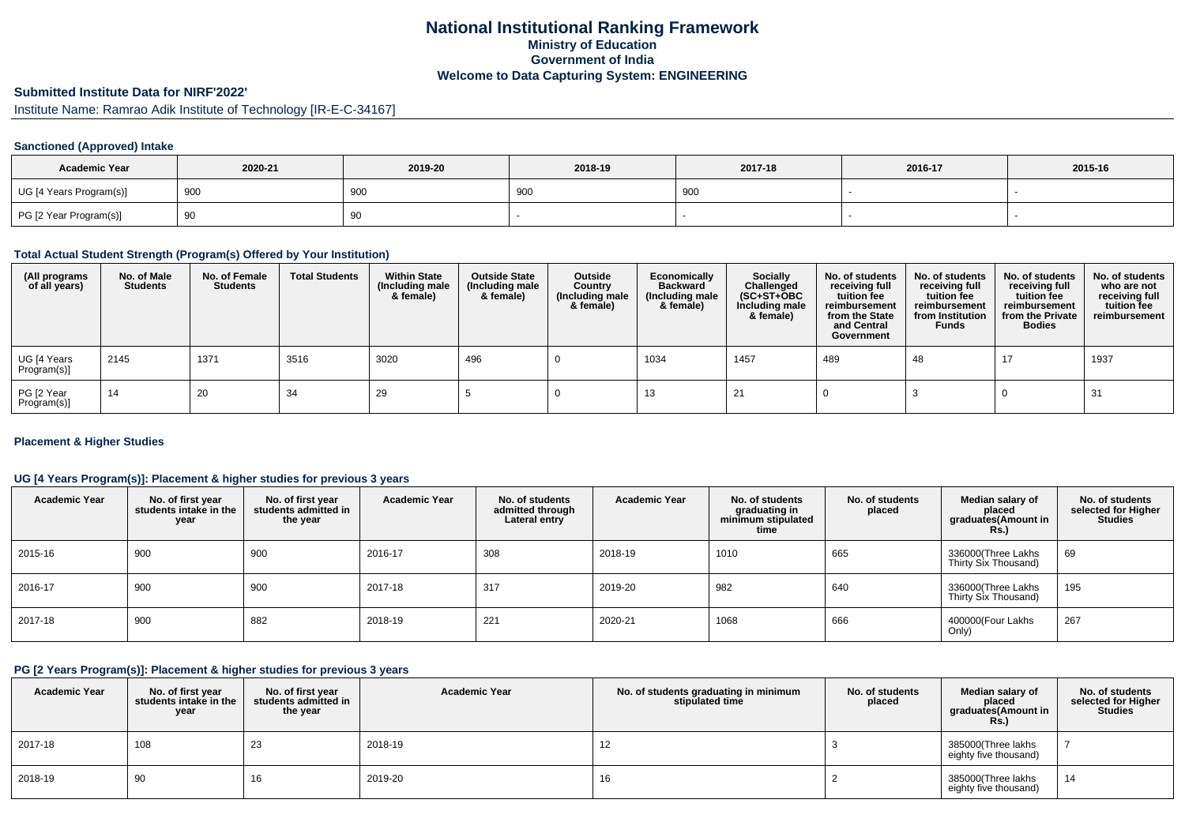# National Institutional Ranking Framework
## Ministry of Education
## Government of India
## Welcome to Data Capturing System: ENGINEERING

### Submitted Institute Data for NIRF'2022'

Institute Name: Ramrao Adik Institute of Technology [IR-E-C-34167]

#### Sanctioned (Approved) Intake

| Academic Year | 2020-21 | 2019-20 | 2018-19 | 2017-18 | 2016-17 | 2015-16 |
|---|---|---|---|---|---|---|
| UG [4 Years Program(s)] | 900 | 900 | 900 | 900 | - | - |
| PG [2 Year Program(s)] | 90 | 90 | - | - | - | - |

#### Total Actual Student Strength (Program(s) Offered by Your Institution)

| (All programs of all years) | No. of Male Students | No. of Female Students | Total Students | Within State (Including male & female) | Outside State (Including male & female) | Outside Country (Including male & female) | Economically Backward (Including male & female) | Socially Challenged (SC+ST+OBC Including male & female) | No. of students receiving full tuition fee reimbursement from the State and Central Government | No. of students receiving full tuition fee reimbursement from Institution Funds | No. of students receiving full tuition fee reimbursement from the Private Bodies | No. of students who are not receiving full tuition fee reimbursement |
|---|---|---|---|---|---|---|---|---|---|---|---|---|
| UG [4 Years Program(s)] | 2145 | 1371 | 3516 | 3020 | 496 | 0 | 1034 | 1457 | 489 | 48 | 17 | 1937 |
| PG [2 Year Program(s)] | 14 | 20 | 34 | 29 | 5 | 0 | 13 | 21 | 0 | 3 | 0 | 31 |

#### Placement & Higher Studies

#### UG [4 Years Program(s)]: Placement & higher studies for previous 3 years

| Academic Year | No. of first year students intake in the year | No. of first year students admitted in the year | Academic Year | No. of students admitted through Lateral entry | Academic Year | No. of students graduating in minimum stipulated time | No. of students placed | Median salary of placed graduates(Amount in Rs.) | No. of students selected for Higher Studies |
|---|---|---|---|---|---|---|---|---|---|
| 2015-16 | 900 | 900 | 2016-17 | 308 | 2018-19 | 1010 | 665 | 336000(Three Lakhs Thirty Six Thousand) | 69 |
| 2016-17 | 900 | 900 | 2017-18 | 317 | 2019-20 | 982 | 640 | 336000(Three Lakhs Thirty Six Thousand) | 195 |
| 2017-18 | 900 | 882 | 2018-19 | 221 | 2020-21 | 1068 | 666 | 400000(Four Lakhs Only) | 267 |

#### PG [2 Years Program(s)]: Placement & higher studies for previous 3 years

| Academic Year | No. of first year students intake in the year | No. of first year students admitted in the year | Academic Year | No. of students graduating in minimum stipulated time | No. of students placed | Median salary of placed graduates(Amount in Rs.) | No. of students selected for Higher Studies |
|---|---|---|---|---|---|---|---|
| 2017-18 | 108 | 23 | 2018-19 | 12 | 3 | 385000(Three lakhs eighty five thousand) | 7 |
| 2018-19 | 90 | 16 | 2019-20 | 16 | 2 | 385000(Three lakhs eighty five thousand) | 14 |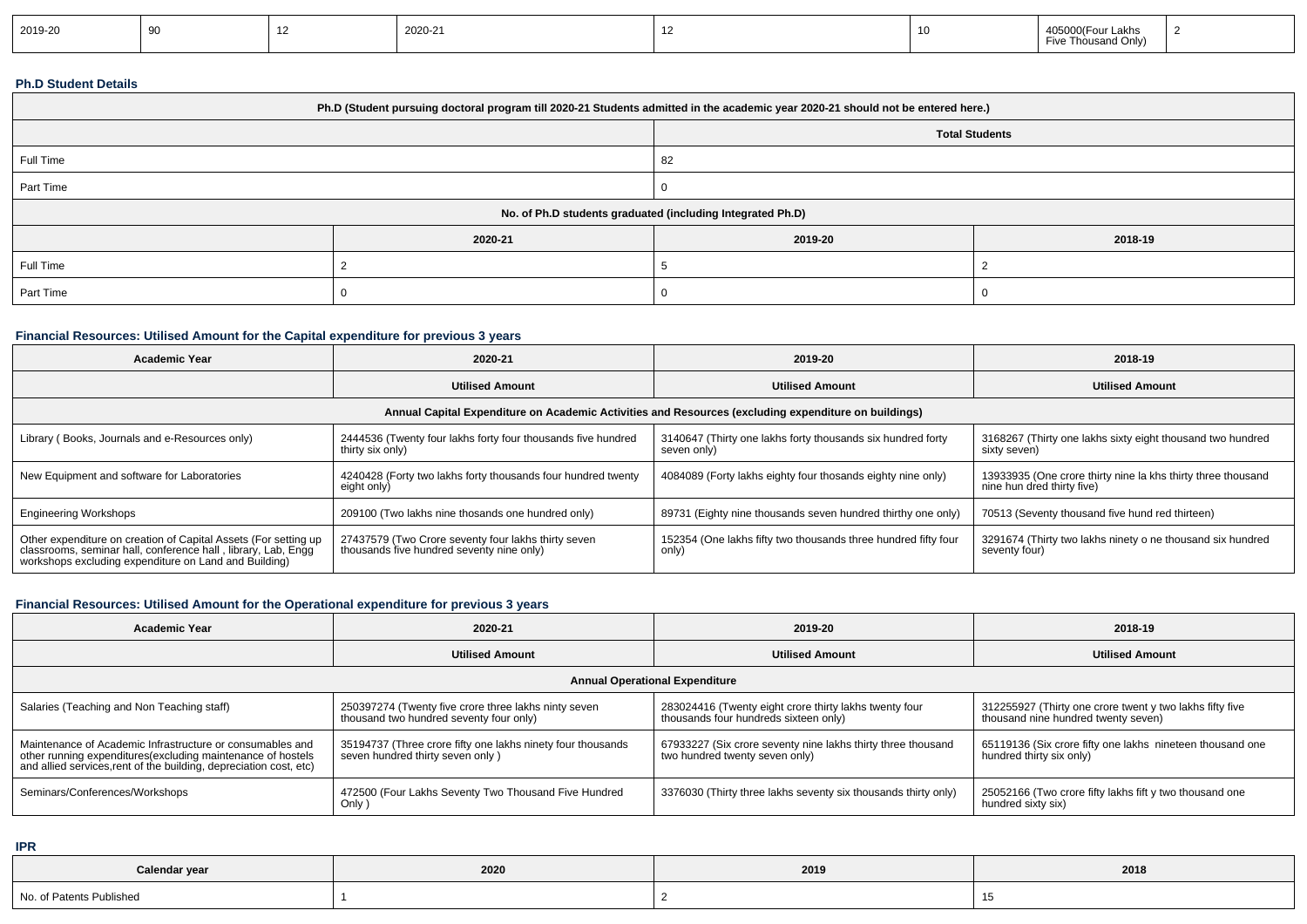| | | | | | | | |
|---|---|---|---|---|---|---|---|
| 2019-20 | 90 | 12 | 2020-21 | 12 | 10 | 405000(Four Lakhs Five Thousand Only) | 2 |

**Ph.D Student Details**

| Ph.D (Student pursuing doctoral program till 2020-21 Students admitted in the academic year 2020-21 should not be entered here.) | | |
|---|---|---|
| | Total Students | |
| Full Time | 82 | |
| Part Time | 0 | |
| No. of Ph.D students graduated (including Integrated Ph.D) | | |
| | 2020-21 | 2019-20 | 2018-19 |
| Full Time | 2 | 5 | 2 |
| Part Time | 0 | 0 | 0 |

**Financial Resources: Utilised Amount for the Capital expenditure for previous 3 years**

| Academic Year | 2020-21 | 2019-20 | 2018-19 |
|---|---|---|---|
| | Utilised Amount | Utilised Amount | Utilised Amount |
| Annual Capital Expenditure on Academic Activities and Resources (excluding expenditure on buildings) | | | |
| Library ( Books, Journals and e-Resources only) | 2444536 (Twenty four lakhs forty four thousands five hundred thirty six only) | 3140647 (Thirty one lakhs forty thousands six hundred forty seven only) | 3168267 (Thirty one lakhs sixty eight thousand two hundred sixty seven) |
| New Equipment and software for Laboratories | 4240428 (Forty two lakhs forty thousands four hundred twenty eight only) | 4084089 (Forty lakhs eighty four thosands eighty nine only) | 13933935 (One crore thirty nine la khs thirty three thousand nine hun dred thirty five) |
| Engineering Workshops | 209100 (Two lakhs nine thosands one hundred only) | 89731 (Eighty nine thousands seven hundred thirthy one only) | 70513 (Seventy thousand five hund red thirteen) |
| Other expenditure on creation of Capital Assets (For setting up classrooms, seminar hall, conference hall , library, Lab, Engg workshops excluding expenditure on Land and Building) | 27437579 (Two Crore seventy four lakhs thirty seven thousands five hundred seventy nine only) | 152354 (One lakhs fifty two thousands three hundred fifty four only) | 3291674 (Thirty two lakhs ninety o ne thousand six hundred seventy four) |

**Financial Resources: Utilised Amount for the Operational expenditure for previous 3 years**

| Academic Year | 2020-21 | 2019-20 | 2018-19 |
|---|---|---|---|
| | Utilised Amount | Utilised Amount | Utilised Amount |
| Annual Operational Expenditure | | | |
| Salaries (Teaching and Non Teaching staff) | 250397274 (Twenty five crore three lakhs ninty seven thousand two hundred seventy four only) | 283024416 (Twenty eight crore thirty lakhs twenty four thousands four hundreds sixteen only) | 312255927 (Thirty one crore twent y two lakhs fifty five thousand nine hundred twenty seven) |
| Maintenance of Academic Infrastructure or consumables and other running expenditures(excluding maintenance of hostels and allied services,rent of the building, depreciation cost, etc) | 35194737 (Three crore fifty one lakhs ninety four thousands seven hundred thirty seven only ) | 67933227 (Six crore seventy nine lakhs thirty three thousand two hundred twenty seven only) | 65119136 (Six crore fifty one lakhs nineteen thousand one hundred thirty six only) |
| Seminars/Conferences/Workshops | 472500 (Four Lakhs Seventy Two Thousand Five Hundred Only ) | 3376030 (Thirty three lakhs seventy six thousands thirty only) | 25052166 (Two crore fifty lakhs fift y two thousand one hundred sixty six) |

**IPR**

| Calendar year | 2020 | 2019 | 2018 |
|---|---|---|---|
| No. of Patents Published | 1 | 2 | 15 |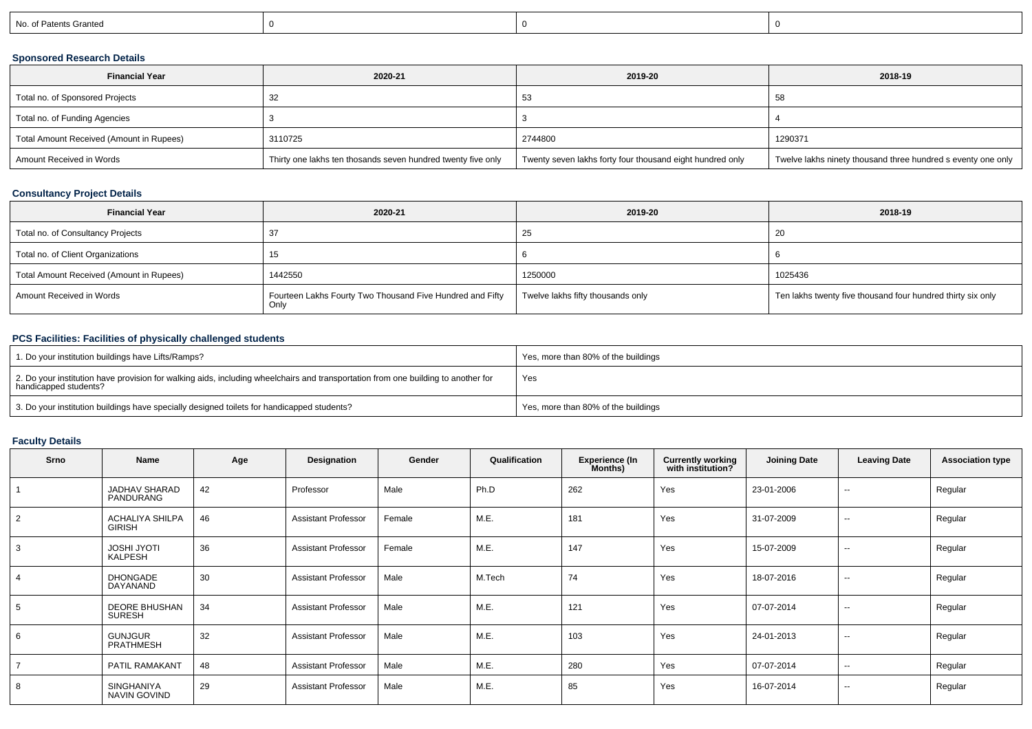| | | | |
|---|---|---|---|
| No. of Patents Granted | 0 | 0 | 0 |

### Sponsored Research Details

| Financial Year | 2020-21 | 2019-20 | 2018-19 |
|---|---|---|---|
| Total no. of Sponsored Projects | 32 | 53 | 58 |
| Total no. of Funding Agencies | 3 | 3 | 4 |
| Total Amount Received (Amount in Rupees) | 3110725 | 2744800 | 1290371 |
| Amount Received in Words | Thirty one lakhs ten thosands seven hundred twenty five only | Twenty seven lakhs forty four thousand eight hundred only | Twelve lakhs ninety thousand three hundred s eventy one only |

### Consultancy Project Details

| Financial Year | 2020-21 | 2019-20 | 2018-19 |
|---|---|---|---|
| Total no. of Consultancy Projects | 37 | 25 | 20 |
| Total no. of Client Organizations | 15 | 6 | 6 |
| Total Amount Received (Amount in Rupees) | 1442550 | 1250000 | 1025436 |
| Amount Received in Words | Fourteen Lakhs Fourty Two Thousand Five Hundred and Fifty Only | Twelve lakhs fifty thousands only | Ten lakhs twenty five thousand four hundred thirty six only |

### PCS Facilities: Facilities of physically challenged students

| | |
|---|---|
| 1. Do your institution buildings have Lifts/Ramps? | Yes, more than 80% of the buildings |
| 2. Do your institution have provision for walking aids, including wheelchairs and transportation from one building to another for handicapped students? | Yes |
| 3. Do your institution buildings have specially designed toilets for handicapped students? | Yes, more than 80% of the buildings |

### Faculty Details

| Srno | Name | Age | Designation | Gender | Qualification | Experience (In Months) | Currently working with institution? | Joining Date | Leaving Date | Association type |
|---|---|---|---|---|---|---|---|---|---|---|
| 1 | JADHAV SHARAD PANDURANG | 42 | Professor | Male | Ph.D | 262 | Yes | 23-01-2006 | -- | Regular |
| 2 | ACHALIYA SHILPA GIRISH | 46 | Assistant Professor | Female | M.E. | 181 | Yes | 31-07-2009 | -- | Regular |
| 3 | JOSHI JYOTI KALPESH | 36 | Assistant Professor | Female | M.E. | 147 | Yes | 15-07-2009 | -- | Regular |
| 4 | DHONGADE DAYANAND | 30 | Assistant Professor | Male | M.Tech | 74 | Yes | 18-07-2016 | -- | Regular |
| 5 | DEORE BHUSHAN SURESH | 34 | Assistant Professor | Male | M.E. | 121 | Yes | 07-07-2014 | -- | Regular |
| 6 | GUNJGUR PRATHMESH | 32 | Assistant Professor | Male | M.E. | 103 | Yes | 24-01-2013 | -- | Regular |
| 7 | PATIL RAMAKANT | 48 | Assistant Professor | Male | M.E. | 280 | Yes | 07-07-2014 | -- | Regular |
| 8 | SINGHANIYA NAVIN GOVIND | 29 | Assistant Professor | Male | M.E. | 85 | Yes | 16-07-2014 | -- | Regular |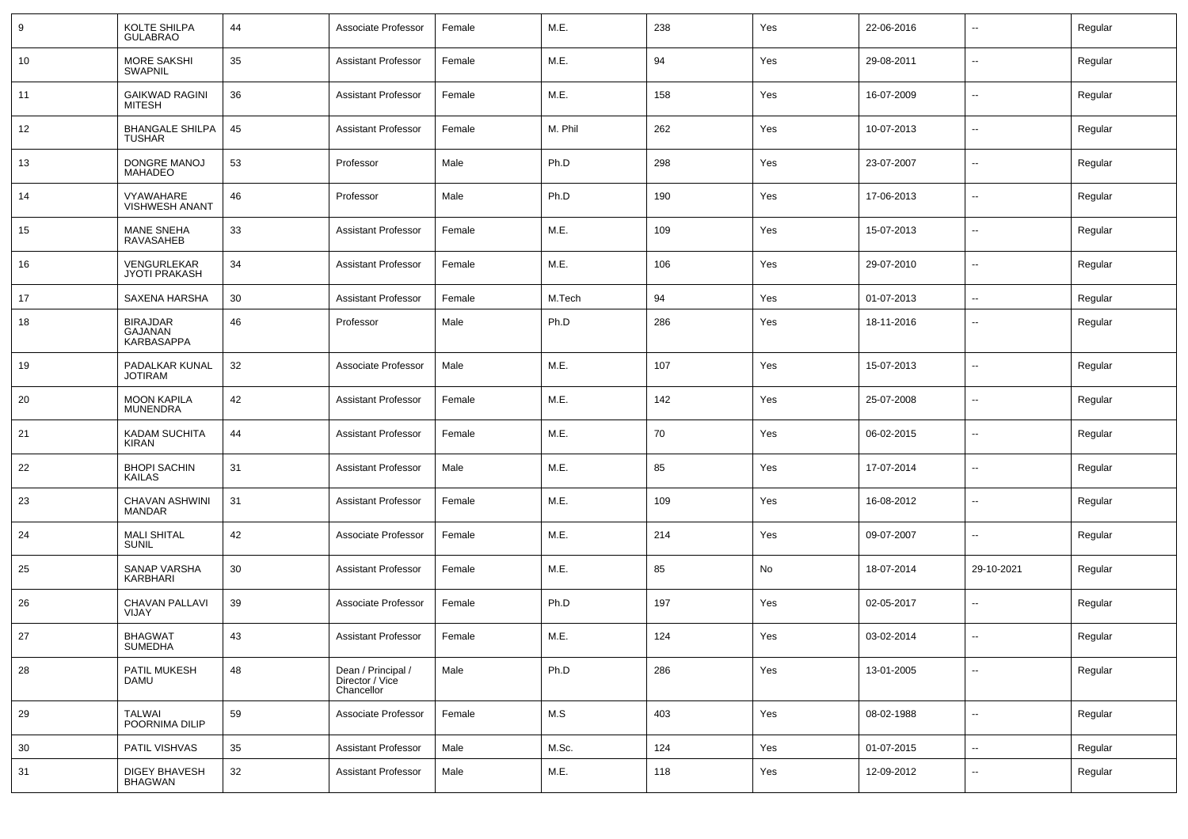| | | | | | | | | | | |
|---|---|---|---|---|---|---|---|---|---|---|
| 9 | KOLTE SHILPA GULABRAO | 44 | Associate Professor | Female | M.E. | 238 | Yes | 22-06-2016 | -- | Regular |
| 10 | MORE SAKSHI SWAPNIL | 35 | Assistant Professor | Female | M.E. | 94 | Yes | 29-08-2011 | -- | Regular |
| 11 | GAIKWAD RAGINI MITESH | 36 | Assistant Professor | Female | M.E. | 158 | Yes | 16-07-2009 | -- | Regular |
| 12 | BHANGALE SHILPA TUSHAR | 45 | Assistant Professor | Female | M. Phil | 262 | Yes | 10-07-2013 | -- | Regular |
| 13 | DONGRE MANOJ MAHADEO | 53 | Professor | Male | Ph.D | 298 | Yes | 23-07-2007 | -- | Regular |
| 14 | VYAWAHARE VISHWESH ANANT | 46 | Professor | Male | Ph.D | 190 | Yes | 17-06-2013 | -- | Regular |
| 15 | MANE SNEHA RAVASAHEB | 33 | Assistant Professor | Female | M.E. | 109 | Yes | 15-07-2013 | -- | Regular |
| 16 | VENGURLEKAR JYOTI PRAKASH | 34 | Assistant Professor | Female | M.E. | 106 | Yes | 29-07-2010 | -- | Regular |
| 17 | SAXENA HARSHA | 30 | Assistant Professor | Female | M.Tech | 94 | Yes | 01-07-2013 | -- | Regular |
| 18 | BIRAJDAR GAJANAN KARBASAPPA | 46 | Professor | Male | Ph.D | 286 | Yes | 18-11-2016 | -- | Regular |
| 19 | PADALKAR KUNAL JOTIRAM | 32 | Associate Professor | Male | M.E. | 107 | Yes | 15-07-2013 | -- | Regular |
| 20 | MOON KAPILA MUNENDRA | 42 | Assistant Professor | Female | M.E. | 142 | Yes | 25-07-2008 | -- | Regular |
| 21 | KADAM SUCHITA KIRAN | 44 | Assistant Professor | Female | M.E. | 70 | Yes | 06-02-2015 | -- | Regular |
| 22 | BHOPI SACHIN KAILAS | 31 | Assistant Professor | Male | M.E. | 85 | Yes | 17-07-2014 | -- | Regular |
| 23 | CHAVAN ASHWINI MANDAR | 31 | Assistant Professor | Female | M.E. | 109 | Yes | 16-08-2012 | -- | Regular |
| 24 | MALI SHITAL SUNIL | 42 | Associate Professor | Female | M.E. | 214 | Yes | 09-07-2007 | -- | Regular |
| 25 | SANAP VARSHA KARBHARI | 30 | Assistant Professor | Female | M.E. | 85 | No | 18-07-2014 | 29-10-2021 | Regular |
| 26 | CHAVAN PALLAVI VIJAY | 39 | Associate Professor | Female | Ph.D | 197 | Yes | 02-05-2017 | -- | Regular |
| 27 | BHAGWAT SUMEDHA | 43 | Assistant Professor | Female | M.E. | 124 | Yes | 03-02-2014 | -- | Regular |
| 28 | PATIL MUKESH DAMU | 48 | Dean / Principal / Director / Vice Chancellor | Male | Ph.D | 286 | Yes | 13-01-2005 | -- | Regular |
| 29 | TALWAI POORNIMA DILIP | 59 | Associate Professor | Female | M.S | 403 | Yes | 08-02-1988 | -- | Regular |
| 30 | PATIL VISHVAS | 35 | Assistant Professor | Male | M.Sc. | 124 | Yes | 01-07-2015 | -- | Regular |
| 31 | DIGEY BHAVESH BHAGWAN | 32 | Assistant Professor | Male | M.E. | 118 | Yes | 12-09-2012 | -- | Regular |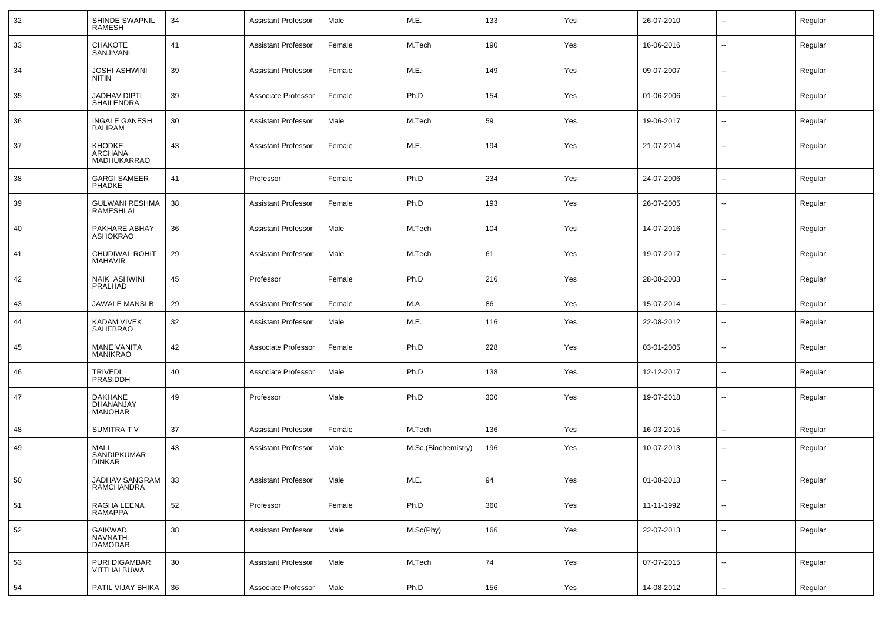| | | | | | | | | | | |
|---|---|---|---|---|---|---|---|---|---|---|
| 32 | SHINDE SWAPNIL RAMESH | 34 | Assistant Professor | Male | M.E. | 133 | Yes | 26-07-2010 | -- | Regular |
| 33 | CHAKOTE SANJIVANI | 41 | Assistant Professor | Female | M.Tech | 190 | Yes | 16-06-2016 | -- | Regular |
| 34 | JOSHI ASHWINI NITIN | 39 | Assistant Professor | Female | M.E. | 149 | Yes | 09-07-2007 | -- | Regular |
| 35 | JADHAV DIPTI SHAILENDRA | 39 | Associate Professor | Female | Ph.D | 154 | Yes | 01-06-2006 | -- | Regular |
| 36 | INGALE GANESH BALIRAM | 30 | Assistant Professor | Male | M.Tech | 59 | Yes | 19-06-2017 | -- | Regular |
| 37 | KHODKE ARCHANA MADHUKARRAO | 43 | Assistant Professor | Female | M.E. | 194 | Yes | 21-07-2014 | -- | Regular |
| 38 | GARGI SAMEER PHADKE | 41 | Professor | Female | Ph.D | 234 | Yes | 24-07-2006 | -- | Regular |
| 39 | GULWANI RESHMA RAMESHLAL | 38 | Assistant Professor | Female | Ph.D | 193 | Yes | 26-07-2005 | -- | Regular |
| 40 | PAKHARE ABHAY ASHOKRAO | 36 | Assistant Professor | Male | M.Tech | 104 | Yes | 14-07-2016 | -- | Regular |
| 41 | CHUDIWAL ROHIT MAHAVIR | 29 | Assistant Professor | Male | M.Tech | 61 | Yes | 19-07-2017 | -- | Regular |
| 42 | NAIK ASHWINI PRALHAD | 45 | Professor | Female | Ph.D | 216 | Yes | 28-08-2003 | -- | Regular |
| 43 | JAWALE MANSI B | 29 | Assistant Professor | Female | M.A | 86 | Yes | 15-07-2014 | -- | Regular |
| 44 | KADAM VIVEK SAHEBRAO | 32 | Assistant Professor | Male | M.E. | 116 | Yes | 22-08-2012 | -- | Regular |
| 45 | MANE VANITA MANIKRAO | 42 | Associate Professor | Female | Ph.D | 228 | Yes | 03-01-2005 | -- | Regular |
| 46 | TRIVEDI PRASIDDH | 40 | Associate Professor | Male | Ph.D | 138 | Yes | 12-12-2017 | -- | Regular |
| 47 | DAKHANE DHANANJAY MANOHAR | 49 | Professor | Male | Ph.D | 300 | Yes | 19-07-2018 | -- | Regular |
| 48 | SUMITRA T V | 37 | Assistant Professor | Female | M.Tech | 136 | Yes | 16-03-2015 | -- | Regular |
| 49 | MALI SANDIPKUMAR DINKAR | 43 | Assistant Professor | Male | M.Sc.(Biochemistry) | 196 | Yes | 10-07-2013 | -- | Regular |
| 50 | JADHAV SANGRAM RAMCHANDRA | 33 | Assistant Professor | Male | M.E. | 94 | Yes | 01-08-2013 | -- | Regular |
| 51 | RAGHA LEENA RAMAPPA | 52 | Professor | Female | Ph.D | 360 | Yes | 11-11-1992 | -- | Regular |
| 52 | GAIKWAD NAVNATH DAMODAR | 38 | Assistant Professor | Male | M.Sc(Phy) | 166 | Yes | 22-07-2013 | -- | Regular |
| 53 | PURI DIGAMBAR VITTHALBUWA | 30 | Assistant Professor | Male | M.Tech | 74 | Yes | 07-07-2015 | -- | Regular |
| 54 | PATIL VIJAY BHIKA | 36 | Associate Professor | Male | Ph.D | 156 | Yes | 14-08-2012 | -- | Regular |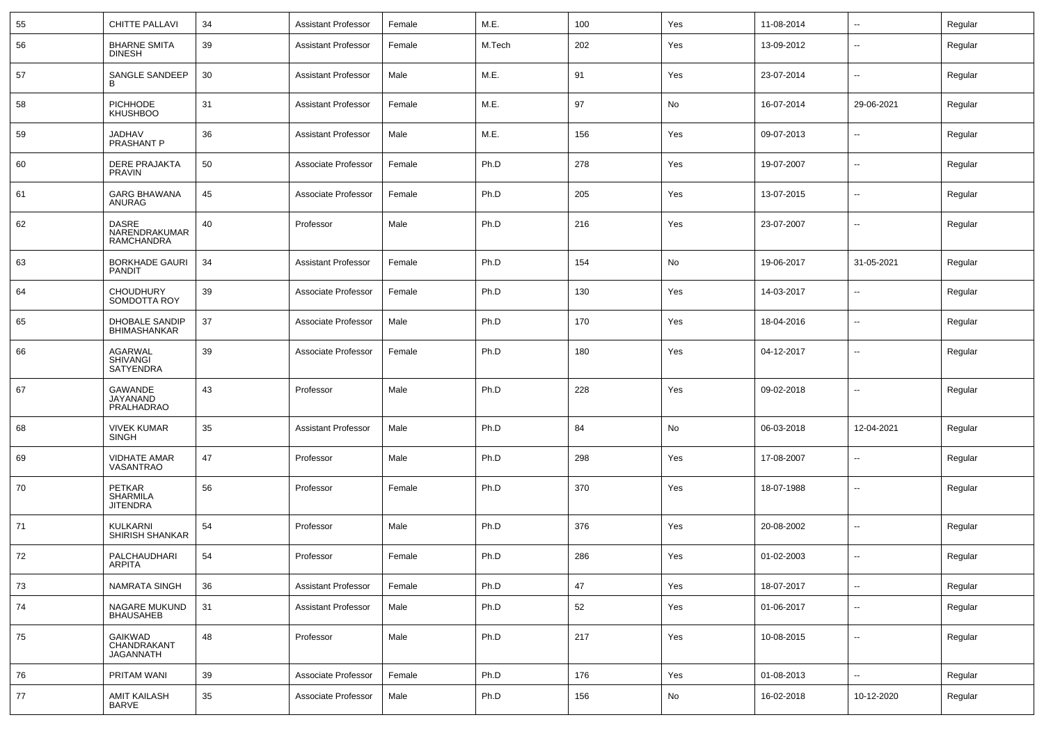| 55 | CHITTE PALLAVI | 34 | Assistant Professor | Female | M.E. | 100 | Yes | 11-08-2014 | -- | Regular |
|---|---|---|---|---|---|---|---|---|---|---|
| 56 | BHARNE SMITA DINESH | 39 | Assistant Professor | Female | M.Tech | 202 | Yes | 13-09-2012 | -- | Regular |
| 57 | SANGLE SANDEEP B | 30 | Assistant Professor | Male | M.E. | 91 | Yes | 23-07-2014 | -- | Regular |
| 58 | PICHHODE KHUSHBOO | 31 | Assistant Professor | Female | M.E. | 97 | No | 16-07-2014 | 29-06-2021 | Regular |
| 59 | JADHAV PRASHANT P | 36 | Assistant Professor | Male | M.E. | 156 | Yes | 09-07-2013 | -- | Regular |
| 60 | DERE PRAJAKTA PRAVIN | 50 | Associate Professor | Female | Ph.D | 278 | Yes | 19-07-2007 | -- | Regular |
| 61 | GARG BHAWANA ANURAG | 45 | Associate Professor | Female | Ph.D | 205 | Yes | 13-07-2015 | -- | Regular |
| 62 | DASRE NARENDRAKUMAR RAMCHANDRA | 40 | Professor | Male | Ph.D | 216 | Yes | 23-07-2007 | -- | Regular |
| 63 | BORKHADE GAURI PANDIT | 34 | Assistant Professor | Female | Ph.D | 154 | No | 19-06-2017 | 31-05-2021 | Regular |
| 64 | CHOUDHURY SOMDOTTA ROY | 39 | Associate Professor | Female | Ph.D | 130 | Yes | 14-03-2017 | -- | Regular |
| 65 | DHOBALE SANDIP BHIMASHANKAR | 37 | Associate Professor | Male | Ph.D | 170 | Yes | 18-04-2016 | -- | Regular |
| 66 | AGARWAL SHIVANGI SATYENDRA | 39 | Associate Professor | Female | Ph.D | 180 | Yes | 04-12-2017 | -- | Regular |
| 67 | GAWANDE JAYANAND PRALHADRAO | 43 | Professor | Male | Ph.D | 228 | Yes | 09-02-2018 | -- | Regular |
| 68 | VIVEK KUMAR SINGH | 35 | Assistant Professor | Male | Ph.D | 84 | No | 06-03-2018 | 12-04-2021 | Regular |
| 69 | VIDHATE AMAR VASANTRAO | 47 | Professor | Male | Ph.D | 298 | Yes | 17-08-2007 | -- | Regular |
| 70 | PETKAR SHARMILA JITENDRA | 56 | Professor | Female | Ph.D | 370 | Yes | 18-07-1988 | -- | Regular |
| 71 | KULKARNI SHIRISH SHANKAR | 54 | Professor | Male | Ph.D | 376 | Yes | 20-08-2002 | -- | Regular |
| 72 | PALCHAUDHARI ARPITA | 54 | Professor | Female | Ph.D | 286 | Yes | 01-02-2003 | -- | Regular |
| 73 | NAMRATA SINGH | 36 | Assistant Professor | Female | Ph.D | 47 | Yes | 18-07-2017 | -- | Regular |
| 74 | NAGARE MUKUND BHAUSAHEB | 31 | Assistant Professor | Male | Ph.D | 52 | Yes | 01-06-2017 | -- | Regular |
| 75 | GAIKWAD CHANDRAKANT JAGANNATH | 48 | Professor | Male | Ph.D | 217 | Yes | 10-08-2015 | -- | Regular |
| 76 | PRITAM WANI | 39 | Associate Professor | Female | Ph.D | 176 | Yes | 01-08-2013 | -- | Regular |
| 77 | AMIT KAILASH BARVE | 35 | Associate Professor | Male | Ph.D | 156 | No | 16-02-2018 | 10-12-2020 | Regular |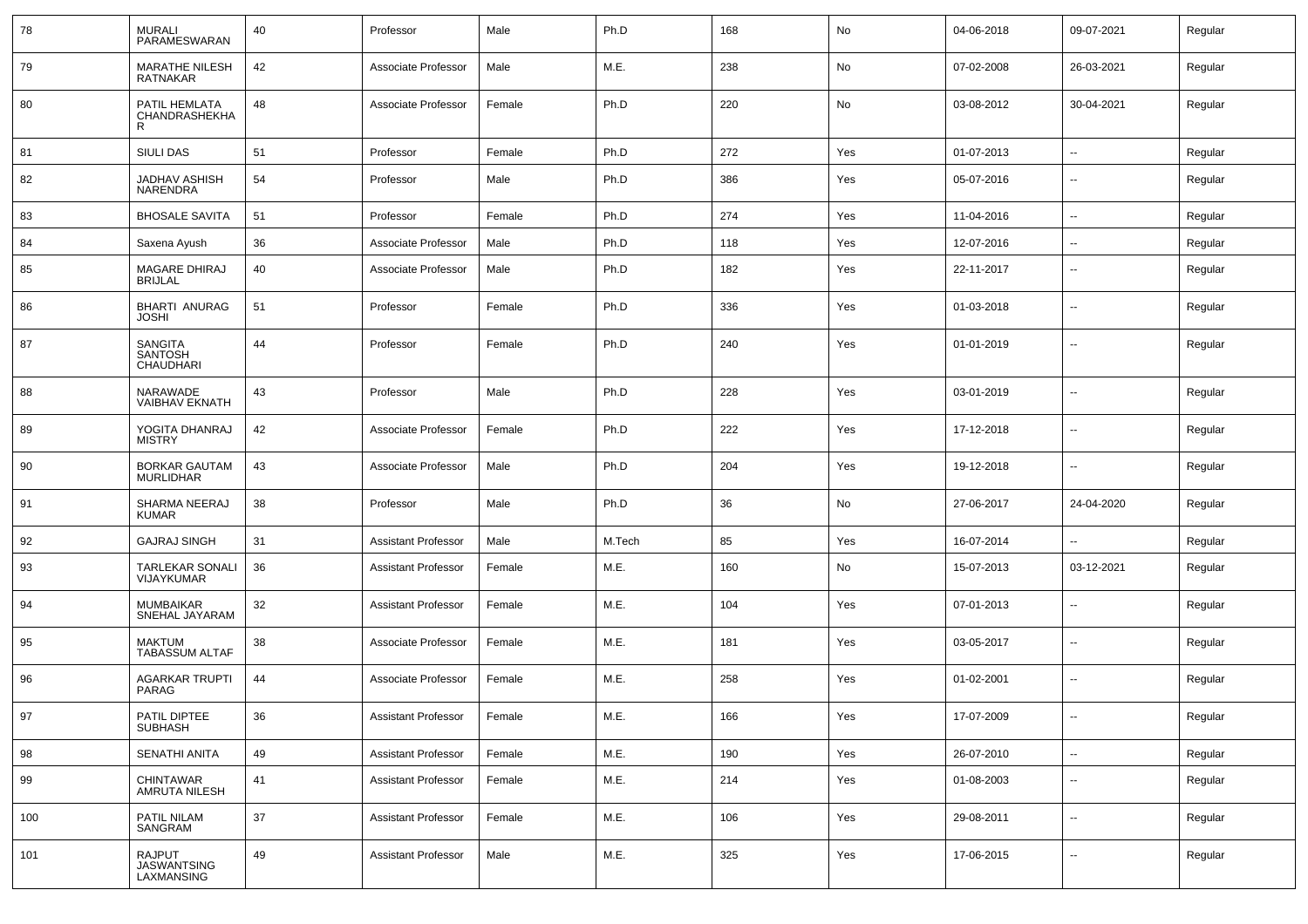| | | | | | | | | | | |
|---|---|---|---|---|---|---|---|---|---|---|
| 78 | MURALI PARAMESWARAN | 40 | Professor | Male | Ph.D | 168 | No | 04-06-2018 | 09-07-2021 | Regular |
| 79 | MARATHE NILESH RATNAKAR | 42 | Associate Professor | Male | M.E. | 238 | No | 07-02-2008 | 26-03-2021 | Regular |
| 80 | PATIL HEMLATA CHANDRASHEKHAR | 48 | Associate Professor | Female | Ph.D | 220 | No | 03-08-2012 | 30-04-2021 | Regular |
| 81 | SIULI DAS | 51 | Professor | Female | Ph.D | 272 | Yes | 01-07-2013 | -- | Regular |
| 82 | JADHAV ASHISH NARENDRA | 54 | Professor | Male | Ph.D | 386 | Yes | 05-07-2016 | -- | Regular |
| 83 | BHOSALE SAVITA | 51 | Professor | Female | Ph.D | 274 | Yes | 11-04-2016 | -- | Regular |
| 84 | Saxena Ayush | 36 | Associate Professor | Male | Ph.D | 118 | Yes | 12-07-2016 | -- | Regular |
| 85 | MAGARE DHIRAJ BRIJLAL | 40 | Associate Professor | Male | Ph.D | 182 | Yes | 22-11-2017 | -- | Regular |
| 86 | BHARTI ANURAG JOSHI | 51 | Professor | Female | Ph.D | 336 | Yes | 01-03-2018 | -- | Regular |
| 87 | SANGITA SANTOSH CHAUDHARI | 44 | Professor | Female | Ph.D | 240 | Yes | 01-01-2019 | -- | Regular |
| 88 | NARAWADE VAIBHAV EKNATH | 43 | Professor | Male | Ph.D | 228 | Yes | 03-01-2019 | -- | Regular |
| 89 | YOGITA DHANRAJ MISTRY | 42 | Associate Professor | Female | Ph.D | 222 | Yes | 17-12-2018 | -- | Regular |
| 90 | BORKAR GAUTAM MURLIDHAR | 43 | Associate Professor | Male | Ph.D | 204 | Yes | 19-12-2018 | -- | Regular |
| 91 | SHARMA NEERAJ KUMAR | 38 | Professor | Male | Ph.D | 36 | No | 27-06-2017 | 24-04-2020 | Regular |
| 92 | GAJRAJ SINGH | 31 | Assistant Professor | Male | M.Tech | 85 | Yes | 16-07-2014 | -- | Regular |
| 93 | TARLEKAR SONALI VIJAYKUMAR | 36 | Assistant Professor | Female | M.E. | 160 | No | 15-07-2013 | 03-12-2021 | Regular |
| 94 | MUMBAIKAR SNEHAL JAYARAM | 32 | Assistant Professor | Female | M.E. | 104 | Yes | 07-01-2013 | -- | Regular |
| 95 | MAKTUM TABASSUM ALTAF | 38 | Associate Professor | Female | M.E. | 181 | Yes | 03-05-2017 | -- | Regular |
| 96 | AGARKAR TRUPTI PARAG | 44 | Associate Professor | Female | M.E. | 258 | Yes | 01-02-2001 | -- | Regular |
| 97 | PATIL DIPTEE SUBHASH | 36 | Assistant Professor | Female | M.E. | 166 | Yes | 17-07-2009 | -- | Regular |
| 98 | SENATHI ANITA | 49 | Assistant Professor | Female | M.E. | 190 | Yes | 26-07-2010 | -- | Regular |
| 99 | CHINTAWAR AMRUTA NILESH | 41 | Assistant Professor | Female | M.E. | 214 | Yes | 01-08-2003 | -- | Regular |
| 100 | PATIL NILAM SANGRAM | 37 | Assistant Professor | Female | M.E. | 106 | Yes | 29-08-2011 | -- | Regular |
| 101 | RAJPUT JASWANTSING LAXMANSING | 49 | Assistant Professor | Male | M.E. | 325 | Yes | 17-06-2015 | -- | Regular |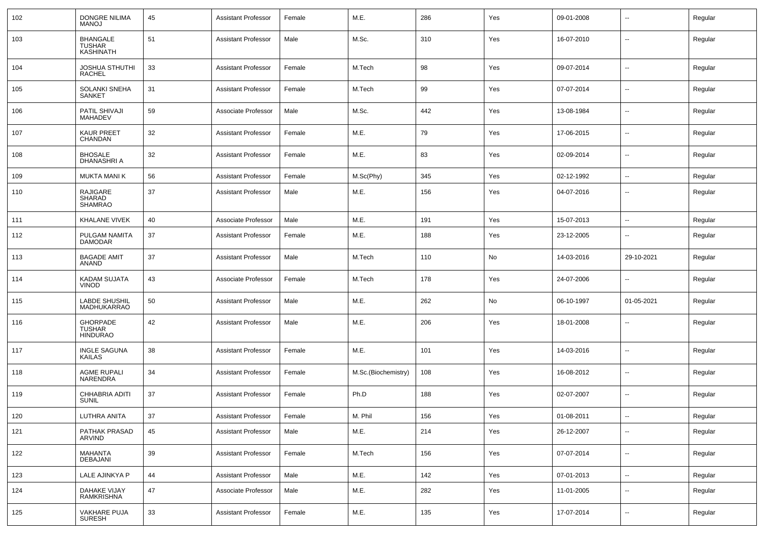| | | | | | | | | | | |
|---|---|---|---|---|---|---|---|---|---|---|
| 102 | DONGRE NILIMA MANOJ | 45 | Assistant Professor | Female | M.E. | 286 | Yes | 09-01-2008 | -- | Regular |
| 103 | BHANGALE TUSHAR KASHINATH | 51 | Assistant Professor | Male | M.Sc. | 310 | Yes | 16-07-2010 | -- | Regular |
| 104 | JOSHUA STHUTHI RACHEL | 33 | Assistant Professor | Female | M.Tech | 98 | Yes | 09-07-2014 | -- | Regular |
| 105 | SOLANKI SNEHA SANKET | 31 | Assistant Professor | Female | M.Tech | 99 | Yes | 07-07-2014 | -- | Regular |
| 106 | PATIL SHIVAJI MAHADEV | 59 | Associate Professor | Male | M.Sc. | 442 | Yes | 13-08-1984 | -- | Regular |
| 107 | KAUR PREET CHANDAN | 32 | Assistant Professor | Female | M.E. | 79 | Yes | 17-06-2015 | -- | Regular |
| 108 | BHOSALE DHANASHRI A | 32 | Assistant Professor | Female | M.E. | 83 | Yes | 02-09-2014 | -- | Regular |
| 109 | MUKTA MANI K | 56 | Assistant Professor | Female | M.Sc(Phy) | 345 | Yes | 02-12-1992 | -- | Regular |
| 110 | RAJIGARE SHARAD SHAMRAO | 37 | Assistant Professor | Male | M.E. | 156 | Yes | 04-07-2016 | -- | Regular |
| 111 | KHALANE VIVEK | 40 | Associate Professor | Male | M.E. | 191 | Yes | 15-07-2013 | -- | Regular |
| 112 | PULGAM NAMITA DAMODAR | 37 | Assistant Professor | Female | M.E. | 188 | Yes | 23-12-2005 | -- | Regular |
| 113 | BAGADE AMIT ANAND | 37 | Assistant Professor | Male | M.Tech | 110 | No | 14-03-2016 | 29-10-2021 | Regular |
| 114 | KADAM SUJATA VINOD | 43 | Associate Professor | Female | M.Tech | 178 | Yes | 24-07-2006 | -- | Regular |
| 115 | LABDE SHUSHIL MADHUKARRAO | 50 | Assistant Professor | Male | M.E. | 262 | No | 06-10-1997 | 01-05-2021 | Regular |
| 116 | GHORPADE TUSHAR HINDURAO | 42 | Assistant Professor | Male | M.E. | 206 | Yes | 18-01-2008 | -- | Regular |
| 117 | INGLE SAGUNA KAILAS | 38 | Assistant Professor | Female | M.E. | 101 | Yes | 14-03-2016 | -- | Regular |
| 118 | AGME RUPALI NARENDRA | 34 | Assistant Professor | Female | M.Sc.(Biochemistry) | 108 | Yes | 16-08-2012 | -- | Regular |
| 119 | CHHABRIA ADITI SUNIL | 37 | Assistant Professor | Female | Ph.D | 188 | Yes | 02-07-2007 | -- | Regular |
| 120 | LUTHRA ANITA | 37 | Assistant Professor | Female | M. Phil | 156 | Yes | 01-08-2011 | -- | Regular |
| 121 | PATHAK PRASAD ARVIND | 45 | Assistant Professor | Male | M.E. | 214 | Yes | 26-12-2007 | -- | Regular |
| 122 | MAHANTA DEBAJANI | 39 | Assistant Professor | Female | M.Tech | 156 | Yes | 07-07-2014 | -- | Regular |
| 123 | LALE AJINKYA P | 44 | Assistant Professor | Male | M.E. | 142 | Yes | 07-01-2013 | -- | Regular |
| 124 | DAHAKE VIJAY RAMKRISHNA | 47 | Associate Professor | Male | M.E. | 282 | Yes | 11-01-2005 | -- | Regular |
| 125 | VAKHARE PUJA SURESH | 33 | Assistant Professor | Female | M.E. | 135 | Yes | 17-07-2014 | -- | Regular |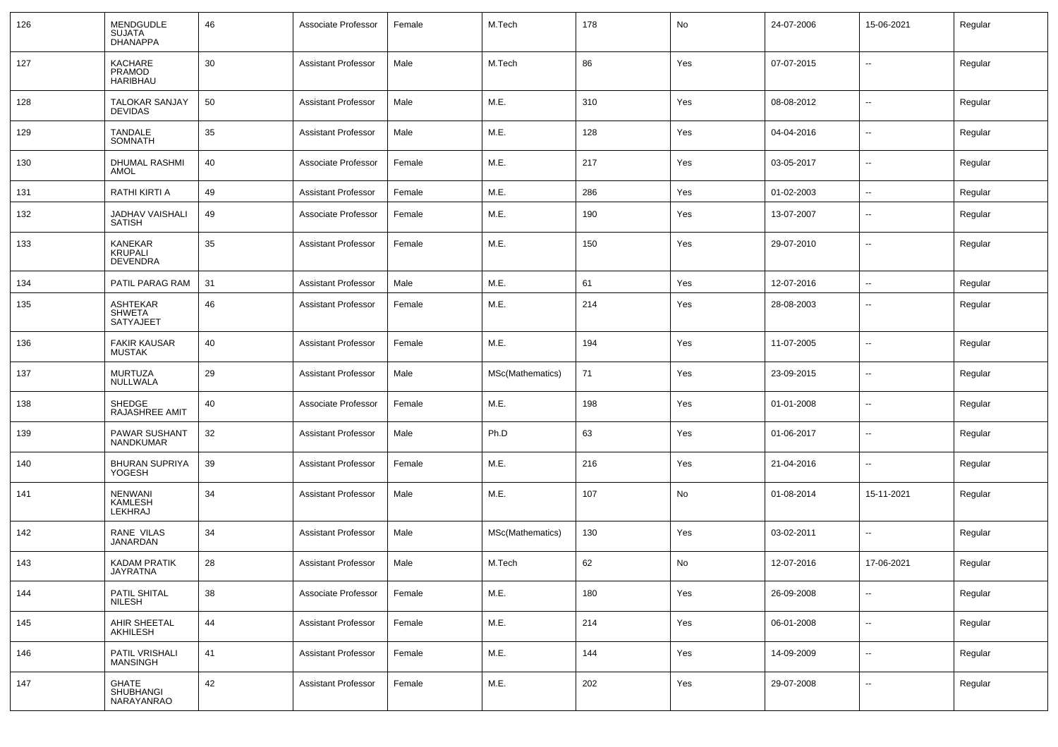| | | | | | | | | | | |
|---|---|---|---|---|---|---|---|---|---|---|
| 126 | MENDGUDLE SUJATA DHANAPPA | 46 | Associate Professor | Female | M.Tech | 178 | No | 24-07-2006 | 15-06-2021 | Regular |
| 127 | KACHARE PRAMOD HARIBHAU | 30 | Assistant Professor | Male | M.Tech | 86 | Yes | 07-07-2015 | -- | Regular |
| 128 | TALOKAR SANJAY DEVIDAS | 50 | Assistant Professor | Male | M.E. | 310 | Yes | 08-08-2012 | -- | Regular |
| 129 | TANDALE SOMNATH | 35 | Assistant Professor | Male | M.E. | 128 | Yes | 04-04-2016 | -- | Regular |
| 130 | DHUMAL RASHMI AMOL | 40 | Associate Professor | Female | M.E. | 217 | Yes | 03-05-2017 | -- | Regular |
| 131 | RATHI KIRTI A | 49 | Assistant Professor | Female | M.E. | 286 | Yes | 01-02-2003 | -- | Regular |
| 132 | JADHAV VAISHALI SATISH | 49 | Associate Professor | Female | M.E. | 190 | Yes | 13-07-2007 | -- | Regular |
| 133 | KANEKAR KRUPALI DEVENDRA | 35 | Assistant Professor | Female | M.E. | 150 | Yes | 29-07-2010 | -- | Regular |
| 134 | PATIL PARAG RAM | 31 | Assistant Professor | Male | M.E. | 61 | Yes | 12-07-2016 | -- | Regular |
| 135 | ASHTEKAR SHWETA SATYAJEET | 46 | Assistant Professor | Female | M.E. | 214 | Yes | 28-08-2003 | -- | Regular |
| 136 | FAKIR KAUSAR MUSTAK | 40 | Assistant Professor | Female | M.E. | 194 | Yes | 11-07-2005 | -- | Regular |
| 137 | MURTUZA NULLWALA | 29 | Assistant Professor | Male | MSc(Mathematics) | 71 | Yes | 23-09-2015 | -- | Regular |
| 138 | SHEDGE RAJASHREE AMIT | 40 | Associate Professor | Female | M.E. | 198 | Yes | 01-01-2008 | -- | Regular |
| 139 | PAWAR SUSHANT NANDKUMAR | 32 | Assistant Professor | Male | Ph.D | 63 | Yes | 01-06-2017 | -- | Regular |
| 140 | BHURAN SUPRIYA YOGESH | 39 | Assistant Professor | Female | M.E. | 216 | Yes | 21-04-2016 | -- | Regular |
| 141 | NENWANI KAMLESH LEKHRAJ | 34 | Assistant Professor | Male | M.E. | 107 | No | 01-08-2014 | 15-11-2021 | Regular |
| 142 | RANE VILAS JANARDAN | 34 | Assistant Professor | Male | MSc(Mathematics) | 130 | Yes | 03-02-2011 | -- | Regular |
| 143 | KADAM PRATIK JAYRATNA | 28 | Assistant Professor | Male | M.Tech | 62 | No | 12-07-2016 | 17-06-2021 | Regular |
| 144 | PATIL SHITAL NILESH | 38 | Associate Professor | Female | M.E. | 180 | Yes | 26-09-2008 | -- | Regular |
| 145 | AHIR SHEETAL AKHILESH | 44 | Assistant Professor | Female | M.E. | 214 | Yes | 06-01-2008 | -- | Regular |
| 146 | PATIL VRISHALI MANSINGH | 41 | Assistant Professor | Female | M.E. | 144 | Yes | 14-09-2009 | -- | Regular |
| 147 | GHATE SHUBHANGI NARAYANRAO | 42 | Assistant Professor | Female | M.E. | 202 | Yes | 29-07-2008 | -- | Regular |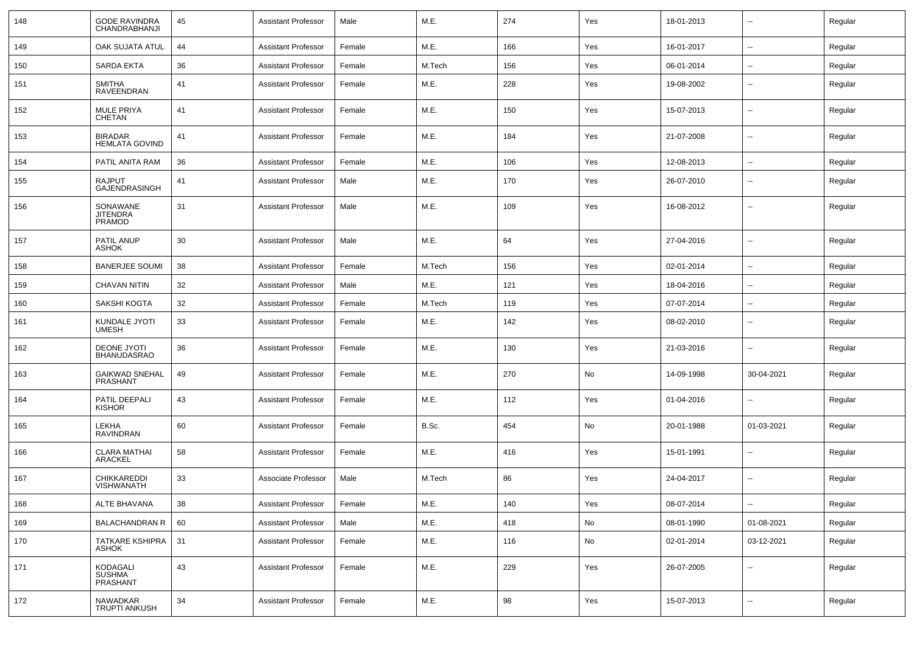| | | | | | | | | | | |
|---|---|---|---|---|---|---|---|---|---|---|
| 148 | GODE RAVINDRA CHANDRABHANJI | 45 | Assistant Professor | Male | M.E. | 274 | Yes | 18-01-2013 | -- | Regular |
| 149 | OAK SUJATA ATUL | 44 | Assistant Professor | Female | M.E. | 166 | Yes | 16-01-2017 | -- | Regular |
| 150 | SARDA EKTA | 36 | Assistant Professor | Female | M.Tech | 156 | Yes | 06-01-2014 | -- | Regular |
| 151 | SMITHA RAVEENDRAN | 41 | Assistant Professor | Female | M.E. | 228 | Yes | 19-08-2002 | -- | Regular |
| 152 | MULE PRIYA CHETAN | 41 | Assistant Professor | Female | M.E. | 150 | Yes | 15-07-2013 | -- | Regular |
| 153 | BIRADAR HEMLATA GOVIND | 41 | Assistant Professor | Female | M.E. | 184 | Yes | 21-07-2008 | -- | Regular |
| 154 | PATIL ANITA RAM | 36 | Assistant Professor | Female | M.E. | 106 | Yes | 12-08-2013 | -- | Regular |
| 155 | RAJPUT GAJENDRASINGH | 41 | Assistant Professor | Male | M.E. | 170 | Yes | 26-07-2010 | -- | Regular |
| 156 | SONAWANE JITENDRA PRAMOD | 31 | Assistant Professor | Male | M.E. | 109 | Yes | 16-08-2012 | -- | Regular |
| 157 | PATIL ANUP ASHOK | 30 | Assistant Professor | Male | M.E. | 64 | Yes | 27-04-2016 | -- | Regular |
| 158 | BANERJEE SOUMI | 38 | Assistant Professor | Female | M.Tech | 156 | Yes | 02-01-2014 | -- | Regular |
| 159 | CHAVAN NITIN | 32 | Assistant Professor | Male | M.E. | 121 | Yes | 18-04-2016 | -- | Regular |
| 160 | SAKSHI KOGTA | 32 | Assistant Professor | Female | M.Tech | 119 | Yes | 07-07-2014 | -- | Regular |
| 161 | KUNDALE JYOTI UMESH | 33 | Assistant Professor | Female | M.E. | 142 | Yes | 08-02-2010 | -- | Regular |
| 162 | DEONE JYOTI BHANUDASRAO | 36 | Assistant Professor | Female | M.E. | 130 | Yes | 21-03-2016 | -- | Regular |
| 163 | GAIKWAD SNEHAL PRASHANT | 49 | Assistant Professor | Female | M.E. | 270 | No | 14-09-1998 | 30-04-2021 | Regular |
| 164 | PATIL DEEPALI KISHOR | 43 | Assistant Professor | Female | M.E. | 112 | Yes | 01-04-2016 | -- | Regular |
| 165 | LEKHA RAVINDRAN | 60 | Assistant Professor | Female | B.Sc. | 454 | No | 20-01-1988 | 01-03-2021 | Regular |
| 166 | CLARA MATHAI ARACKEL | 58 | Assistant Professor | Female | M.E. | 416 | Yes | 15-01-1991 | -- | Regular |
| 167 | CHIKKAREDDI VISHWANATH | 33 | Associate Professor | Male | M.Tech | 86 | Yes | 24-04-2017 | -- | Regular |
| 168 | ALTE BHAVANA | 38 | Assistant Professor | Female | M.E. | 140 | Yes | 08-07-2014 | -- | Regular |
| 169 | BALACHANDRAN R | 60 | Assistant Professor | Male | M.E. | 418 | No | 08-01-1990 | 01-08-2021 | Regular |
| 170 | TATKARE KSHIPRA ASHOK | 31 | Assistant Professor | Female | M.E. | 116 | No | 02-01-2014 | 03-12-2021 | Regular |
| 171 | KODAGALI SUSHMA PRASHANT | 43 | Assistant Professor | Female | M.E. | 229 | Yes | 26-07-2005 | -- | Regular |
| 172 | NAWADKAR TRUPTI ANKUSH | 34 | Assistant Professor | Female | M.E. | 98 | Yes | 15-07-2013 | -- | Regular |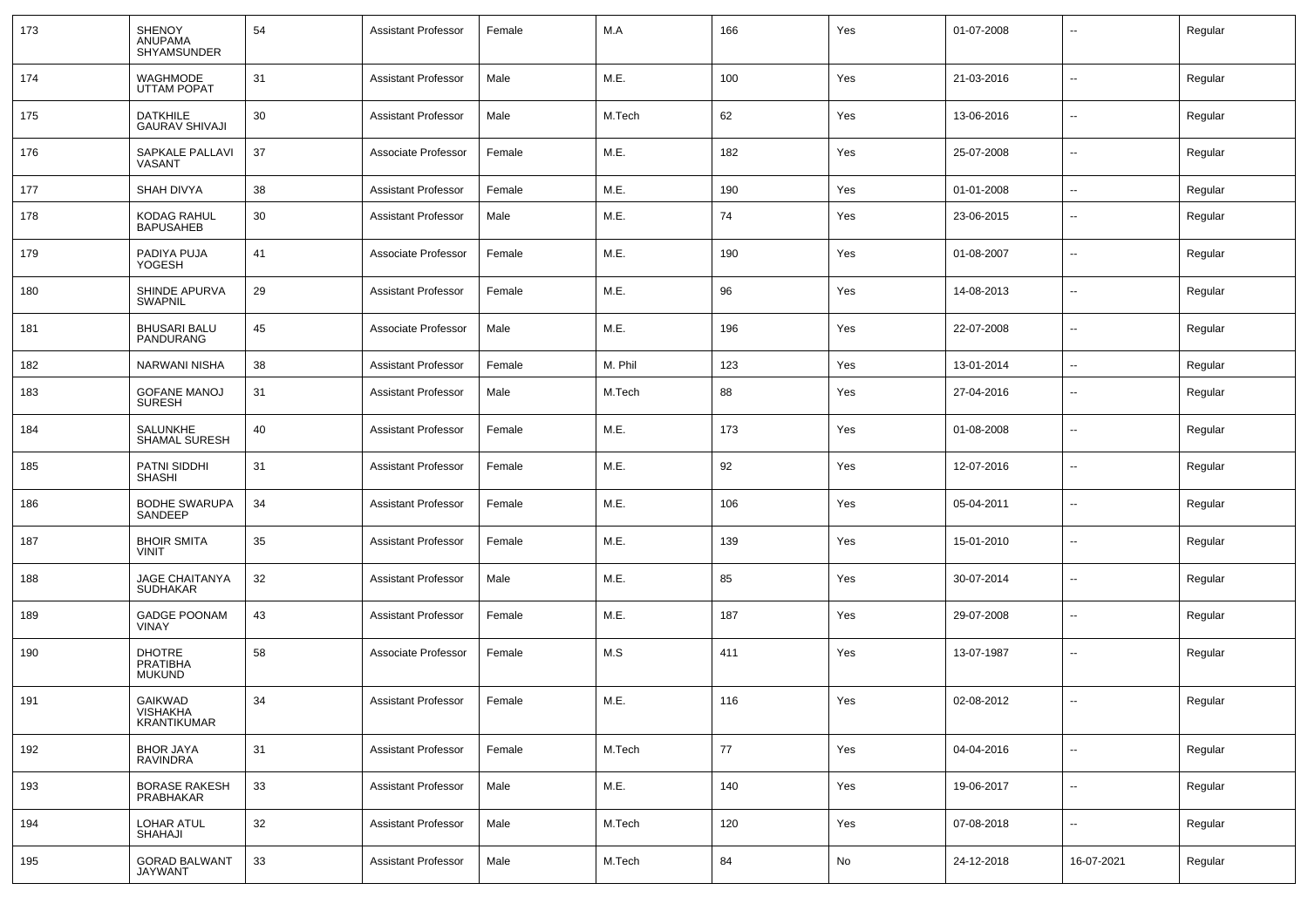| | | | | | | | | | | |
|---|---|---|---|---|---|---|---|---|---|---|
| 173 | SHENOY ANUPAMA SHYAMSUNDER | 54 | Assistant Professor | Female | M.A | 166 | Yes | 01-07-2008 | -- | Regular |
| 174 | WAGHMODE UTTAM POPAT | 31 | Assistant Professor | Male | M.E. | 100 | Yes | 21-03-2016 | -- | Regular |
| 175 | DATKHILE GAURAV SHIVAJI | 30 | Assistant Professor | Male | M.Tech | 62 | Yes | 13-06-2016 | -- | Regular |
| 176 | SAPKALE PALLAVI VASANT | 37 | Associate Professor | Female | M.E. | 182 | Yes | 25-07-2008 | -- | Regular |
| 177 | SHAH DIVYA | 38 | Assistant Professor | Female | M.E. | 190 | Yes | 01-01-2008 | -- | Regular |
| 178 | KODAG RAHUL BAPUSAHEB | 30 | Assistant Professor | Male | M.E. | 74 | Yes | 23-06-2015 | -- | Regular |
| 179 | PADIYA PUJA YOGESH | 41 | Associate Professor | Female | M.E. | 190 | Yes | 01-08-2007 | -- | Regular |
| 180 | SHINDE APURVA SWAPNIL | 29 | Assistant Professor | Female | M.E. | 96 | Yes | 14-08-2013 | -- | Regular |
| 181 | BHUSARI BALU PANDURANG | 45 | Associate Professor | Male | M.E. | 196 | Yes | 22-07-2008 | -- | Regular |
| 182 | NARWANI NISHA | 38 | Assistant Professor | Female | M. Phil | 123 | Yes | 13-01-2014 | -- | Regular |
| 183 | GOFANE MANOJ SURESH | 31 | Assistant Professor | Male | M.Tech | 88 | Yes | 27-04-2016 | -- | Regular |
| 184 | SALUNKHE SHAMAL SURESH | 40 | Assistant Professor | Female | M.E. | 173 | Yes | 01-08-2008 | -- | Regular |
| 185 | PATNI SIDDHI SHASHI | 31 | Assistant Professor | Female | M.E. | 92 | Yes | 12-07-2016 | -- | Regular |
| 186 | BODHE SWARUPA SANDEEP | 34 | Assistant Professor | Female | M.E. | 106 | Yes | 05-04-2011 | -- | Regular |
| 187 | BHOIR SMITA VINIT | 35 | Assistant Professor | Female | M.E. | 139 | Yes | 15-01-2010 | -- | Regular |
| 188 | JAGE CHAITANYA SUDHAKAR | 32 | Assistant Professor | Male | M.E. | 85 | Yes | 30-07-2014 | -- | Regular |
| 189 | GADGE POONAM VINAY | 43 | Assistant Professor | Female | M.E. | 187 | Yes | 29-07-2008 | -- | Regular |
| 190 | DHOTRE PRATIBHA MUKUND | 58 | Associate Professor | Female | M.S | 411 | Yes | 13-07-1987 | -- | Regular |
| 191 | GAIKWAD VISHAKHA KRANTIKUMAR | 34 | Assistant Professor | Female | M.E. | 116 | Yes | 02-08-2012 | -- | Regular |
| 192 | BHOR JAYA RAVINDRA | 31 | Assistant Professor | Female | M.Tech | 77 | Yes | 04-04-2016 | -- | Regular |
| 193 | BORASE RAKESH PRABHAKAR | 33 | Assistant Professor | Male | M.E. | 140 | Yes | 19-06-2017 | -- | Regular |
| 194 | LOHAR ATUL SHAHAJI | 32 | Assistant Professor | Male | M.Tech | 120 | Yes | 07-08-2018 | -- | Regular |
| 195 | GORAD BALWANT JAYWANT | 33 | Assistant Professor | Male | M.Tech | 84 | No | 24-12-2018 | 16-07-2021 | Regular |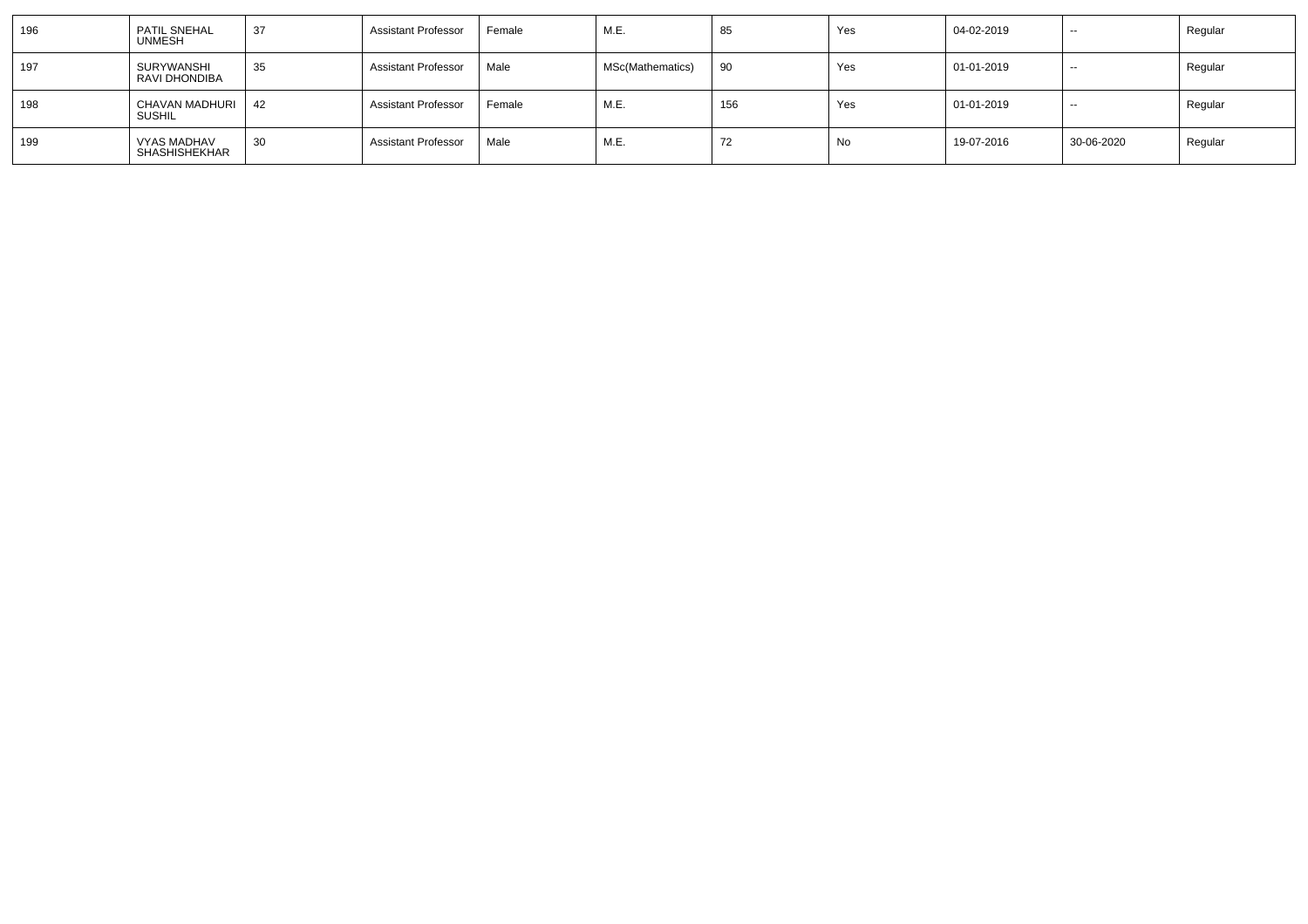| | | | | | | | | | | |
|---|---|---|---|---|---|---|---|---|---|---|
| 196 | PATIL SNEHAL UNMESH | 37 | Assistant Professor | Female | M.E. | 85 | Yes | 04-02-2019 | -- | Regular |
| 197 | SURYWANSHI RAVI DHONDIBA | 35 | Assistant Professor | Male | MSc(Mathematics) | 90 | Yes | 01-01-2019 | -- | Regular |
| 198 | CHAVAN MADHURI SUSHIL | 42 | Assistant Professor | Female | M.E. | 156 | Yes | 01-01-2019 | -- | Regular |
| 199 | VYAS MADHAV SHASHISHEKHAR | 30 | Assistant Professor | Male | M.E. | 72 | No | 19-07-2016 | 30-06-2020 | Regular |